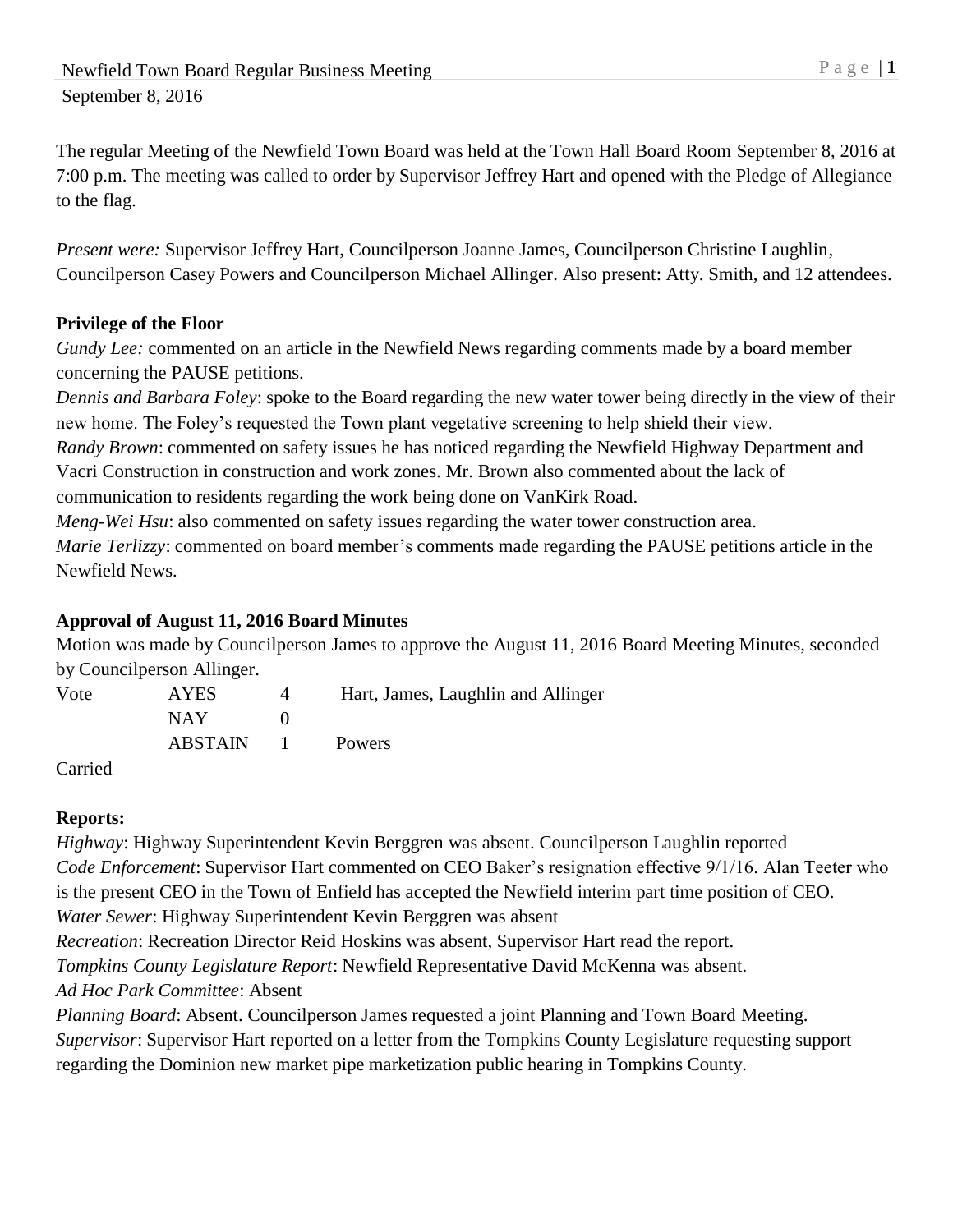Newfield Town Board Regular Business Meeting
September 8, 2016

The regular Meeting of the Newfield Town Board was held at the Town Hall Board Room September 8, 2016 at 7:00 p.m. The meeting was called to order by Supervisor Jeffrey Hart and opened with the Pledge of Allegiance to the flag.

*Present were:* Supervisor Jeffrey Hart, Councilperson Joanne James, Councilperson Christine Laughlin, Councilperson Casey Powers and Councilperson Michael Allinger. Also present: Atty. Smith, and 12 attendees.

**Privilege of the Floor**

*Gundy Lee:* commented on an article in the Newfield News regarding comments made by a board member concerning the PAUSE petitions.

*Dennis and Barbara Foley*: spoke to the Board regarding the new water tower being directly in the view of their new home. The Foley's requested the Town plant vegetative screening to help shield their view.

*Randy Brown*: commented on safety issues he has noticed regarding the Newfield Highway Department and Vacri Construction in construction and work zones. Mr. Brown also commented about the lack of communication to residents regarding the work being done on VanKirk Road.

*Meng-Wei Hsu*: also commented on safety issues regarding the water tower construction area.

*Marie Terlizzy*: commented on board member's comments made regarding the PAUSE petitions article in the Newfield News.

**Approval of August 11, 2016 Board Minutes**

Motion was made by Councilperson James to approve the August 11, 2016 Board Meeting Minutes, seconded by Councilperson Allinger.

| Vote | AYES | 4 | Hart, James, Laughlin and Allinger |
|---|---|---|---|
| | NAY | 0 | |
| | ABSTAIN | 1 | Powers |

Carried

**Reports:**

*Highway*: Highway Superintendent Kevin Berggren was absent. Councilperson Laughlin reported

*Code Enforcement*: Supervisor Hart commented on CEO Baker's resignation effective 9/1/16. Alan Teeter who is the present CEO in the Town of Enfield has accepted the Newfield interim part time position of CEO.

*Water Sewer*: Highway Superintendent Kevin Berggren was absent

*Recreation*: Recreation Director Reid Hoskins was absent, Supervisor Hart read the report.

*Tompkins County Legislature Report*: Newfield Representative David McKenna was absent.

*Ad Hoc Park Committee*: Absent

*Planning Board*: Absent. Councilperson James requested a joint Planning and Town Board Meeting.

*Supervisor*: Supervisor Hart reported on a letter from the Tompkins County Legislature requesting support regarding the Dominion new market pipe marketization public hearing in Tompkins County.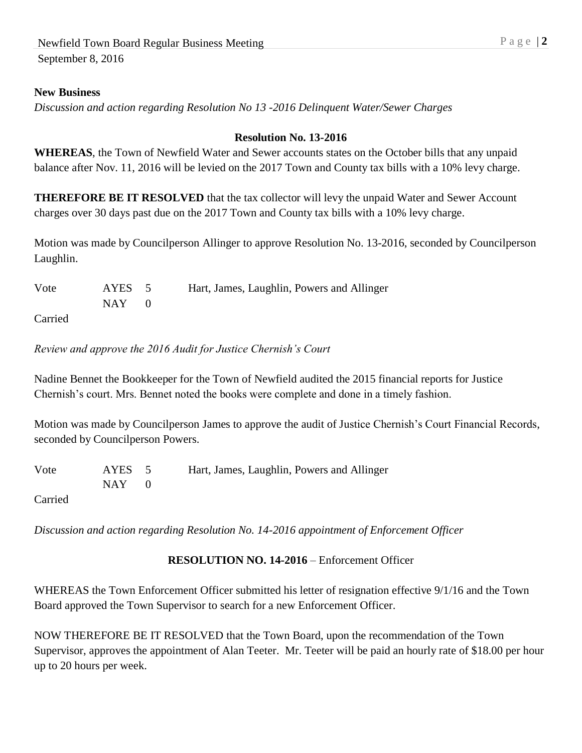**New Business**

*Discussion and action regarding Resolution No 13 -2016 Delinquent Water/Sewer Charges*

**Resolution No. 13-2016**

**WHEREAS**, the Town of Newfield Water and Sewer accounts states on the October bills that any unpaid balance after Nov. 11, 2016 will be levied on the 2017 Town and County tax bills with a 10% levy charge.

**THEREFORE BE IT RESOLVED** that the tax collector will levy the unpaid Water and Sewer Account charges over 30 days past due on the 2017 Town and County tax bills with a 10% levy charge.

Motion was made by Councilperson Allinger to approve Resolution No. 13-2016, seconded by Councilperson Laughlin.

| Vote | AYES | 5 | Hart, James, Laughlin, Powers and Allinger |
|---|---|---|---|
| | NAY | 0 | |

Carried

*Review and approve the 2016 Audit for Justice Chernish's Court*

Nadine Bennet the Bookkeeper for the Town of Newfield audited the 2015 financial reports for Justice Chernish's court. Mrs. Bennet noted the books were complete and done in a timely fashion.

Motion was made by Councilperson James to approve the audit of Justice Chernish's Court Financial Records, seconded by Councilperson Powers.

| Vote | AYES | 5 | Hart, James, Laughlin, Powers and Allinger |
|---|---|---|---|
| | NAY | 0 | |

Carried

*Discussion and action regarding Resolution No. 14-2016 appointment of Enforcement Officer*

**RESOLUTION NO. 14-2016** – Enforcement Officer

WHEREAS the Town Enforcement Officer submitted his letter of resignation effective 9/1/16 and the Town Board approved the Town Supervisor to search for a new Enforcement Officer.

NOW THEREFORE BE IT RESOLVED that the Town Board, upon the recommendation of the Town Supervisor, approves the appointment of Alan Teeter. Mr. Teeter will be paid an hourly rate of $18.00 per hour up to 20 hours per week.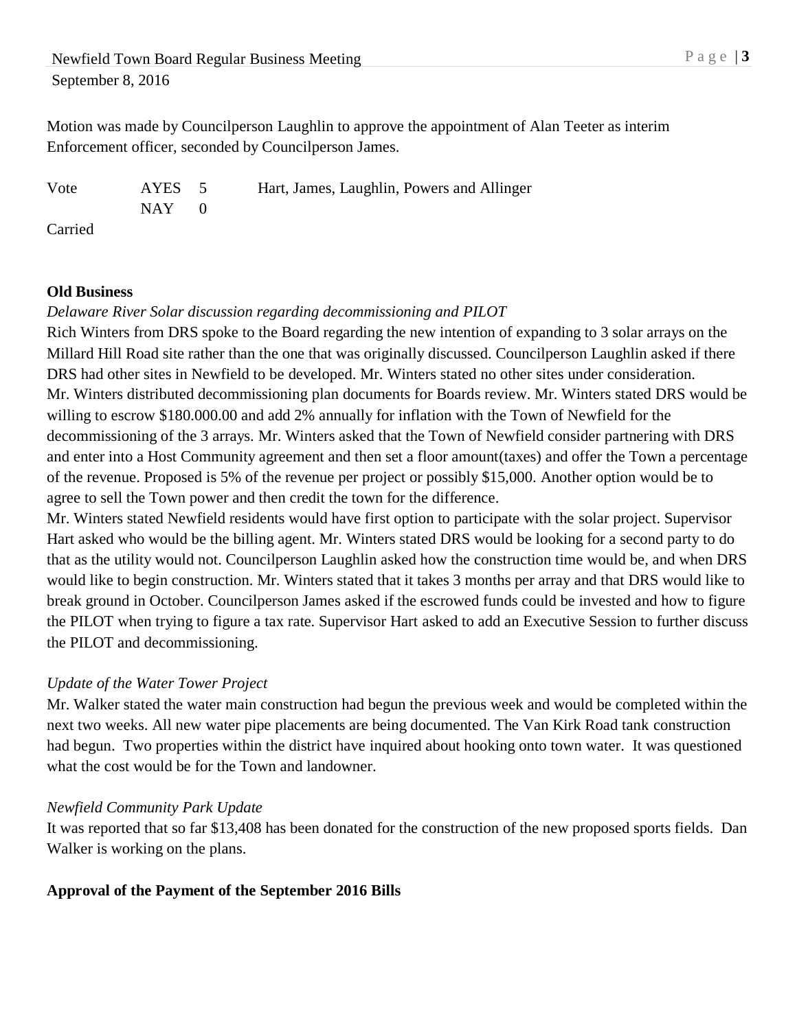Motion was made by Councilperson Laughlin to approve the appointment of Alan Teeter as interim Enforcement officer, seconded by Councilperson James.

| Vote | AYES | 5 | Hart, James, Laughlin, Powers and Allinger |
|---|---|---|---|
| | NAY | 0 | |

Carried

**Old Business**

*Delaware River Solar discussion regarding decommissioning and PILOT*

Rich Winters from DRS spoke to the Board regarding the new intention of expanding to 3 solar arrays on the Millard Hill Road site rather than the one that was originally discussed. Councilperson Laughlin asked if there DRS had other sites in Newfield to be developed. Mr. Winters stated no other sites under consideration. Mr. Winters distributed decommissioning plan documents for Boards review. Mr. Winters stated DRS would be willing to escrow $180.000.00 and add 2% annually for inflation with the Town of Newfield for the decommissioning of the 3 arrays. Mr. Winters asked that the Town of Newfield consider partnering with DRS and enter into a Host Community agreement and then set a floor amount(taxes) and offer the Town a percentage of the revenue. Proposed is 5% of the revenue per project or possibly $15,000. Another option would be to agree to sell the Town power and then credit the town for the difference.

Mr. Winters stated Newfield residents would have first option to participate with the solar project. Supervisor Hart asked who would be the billing agent. Mr. Winters stated DRS would be looking for a second party to do that as the utility would not. Councilperson Laughlin asked how the construction time would be, and when DRS would like to begin construction. Mr. Winters stated that it takes 3 months per array and that DRS would like to break ground in October. Councilperson James asked if the escrowed funds could be invested and how to figure the PILOT when trying to figure a tax rate. Supervisor Hart asked to add an Executive Session to further discuss the PILOT and decommissioning.

*Update of the Water Tower Project*

Mr. Walker stated the water main construction had begun the previous week and would be completed within the next two weeks. All new water pipe placements are being documented. The Van Kirk Road tank construction had begun. Two properties within the district have inquired about hooking onto town water. It was questioned what the cost would be for the Town and landowner.

*Newfield Community Park Update*

It was reported that so far $13,408 has been donated for the construction of the new proposed sports fields. Dan Walker is working on the plans.

**Approval of the Payment of the September 2016 Bills**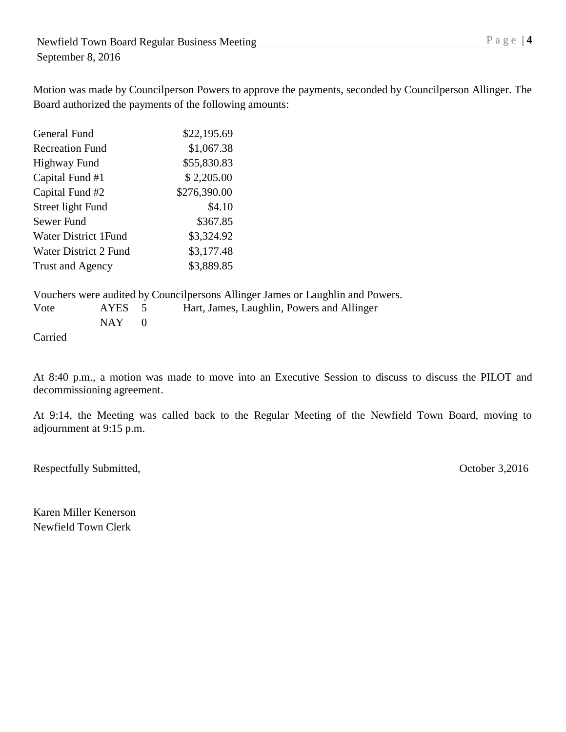Motion was made by Councilperson Powers to approve the payments, seconded by Councilperson Allinger. The Board authorized the payments of the following amounts:

| | |
|---|---|
| General Fund | $22,195.69 |
| Recreation Fund | $1,067.38 |
| Highway Fund | $55,830.83 |
| Capital Fund #1 | $ 2,205.00 |
| Capital Fund #2 | $276,390.00 |
| Street light Fund | $4.10 |
| Sewer Fund | $367.85 |
| Water District 1Fund | $3,324.92 |
| Water District 2 Fund | $3,177.48 |
| Trust and Agency | $3,889.85 |

Vouchers were audited by Councilpersons Allinger James or Laughlin and Powers.

| | | | |
|---|---|---|---|
| Vote | AYES | 5 | Hart, James, Laughlin, Powers and Allinger |
| | NAY | 0 | |

Carried

At 8:40 p.m., a motion was made to move into an Executive Session to discuss to discuss the PILOT and decommissioning agreement.

At 9:14, the Meeting was called back to the Regular Meeting of the Newfield Town Board, moving to adjournment at 9:15 p.m.

Respectfully Submitted, October 3,2016

Karen Miller Kenerson
Newfield Town Clerk